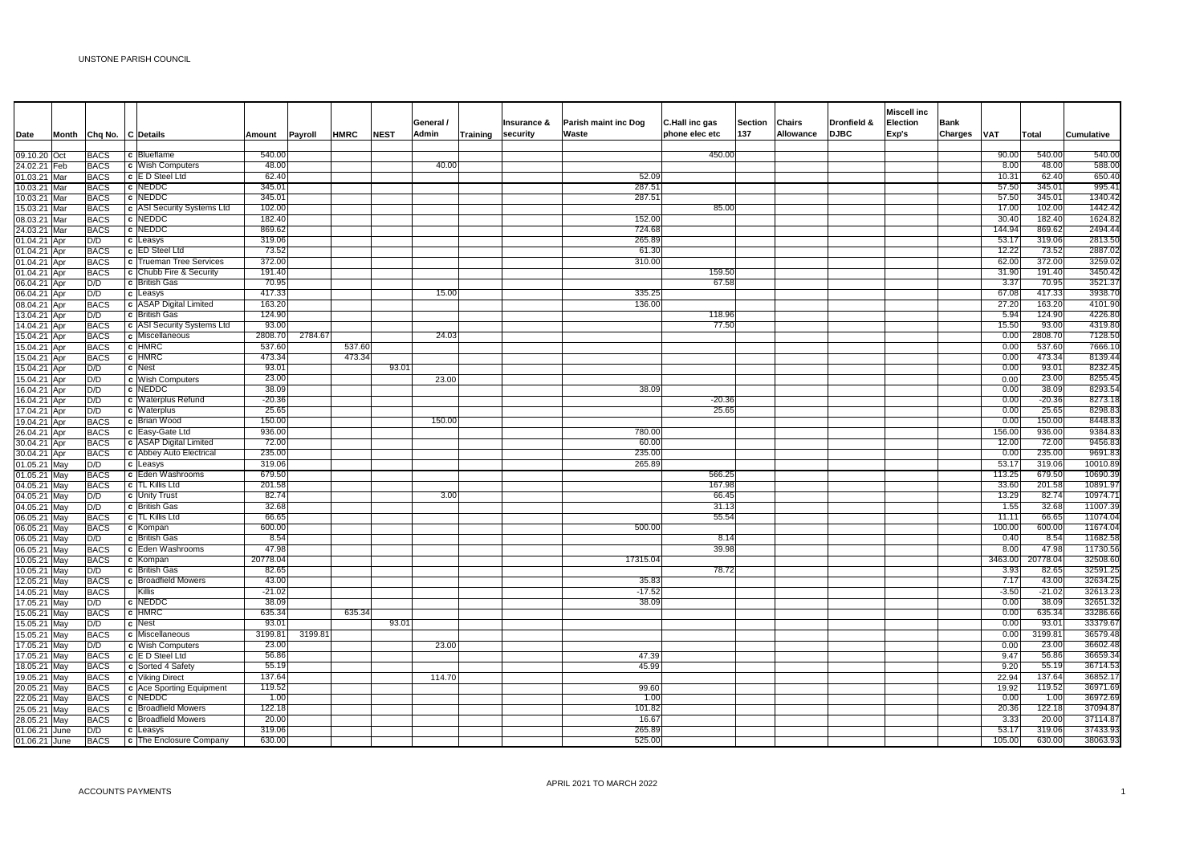UNSTONE PARISH COUNCIL

| Date | Month | Chq No. | C | Details | Amount | Payroll | HMRC | NEST | General / Admin | Training | Insurance & security | Parish maint inc Dog Waste | C.Hall inc gas phone elec etc | Section 137 | Chairs Allowance | Dronfield & DJBC | Miscell inc Election Exp's | Bank Charges | VAT | Total | Cumulative |
|---|---|---|---|---|---|---|---|---|---|---|---|---|---|---|---|---|---|---|---|---|---|
| 09.10.20 | Oct | BACS | c | Blueflame | 540.00 | | | | | | | | 450.00 | | | | | | 90.00 | 540.00 | 540.00 |
| 24.02.21 | Feb | BACS | c | Wish Computers | 48.00 | | | | 40.00 | | | | | | | | | | 8.00 | 48.00 | 588.00 |
| 01.03.21 | Mar | BACS | c | E D Steel Ltd | 62.40 | | | | | | | 52.09 | | | | | | | 10.31 | 62.40 | 650.40 |
| 10.03.21 | Mar | BACS | c | NEDDC | 345.01 | | | | | | | 287.51 | | | | | | | 57.50 | 345.01 | 995.41 |
| 10.03.21 | Mar | BACS | c | NEDDC | 345.01 | | | | | | | 287.51 | | | | | | | 57.50 | 345.01 | 1340.42 |
| 15.03.21 | Mar | BACS | c | ASI Security Systems Ltd | 102.00 | | | | | | | | 85.00 | | | | | | 17.00 | 102.00 | 1442.42 |
| 08.03.21 | Mar | BACS | c | NEDDC | 182.40 | | | | | | | 152.00 | | | | | | | 30.40 | 182.40 | 1624.82 |
| 24.03.21 | Mar | BACS | c | NEDDC | 869.62 | | | | | | | 724.68 | | | | | | | 144.94 | 869.62 | 2494.44 |
| 01.04.21 | Apr | D/D | c | Leasys | 319.06 | | | | | | | 265.89 | | | | | | | 53.17 | 319.06 | 2813.50 |
| 01.04.21 | Apr | BACS | c | ED Steel Ltd | 73.52 | | | | | | | 61.30 | | | | | | | 12.22 | 73.52 | 2887.02 |
| 01.04.21 | Apr | BACS | c | Trueman Tree Services | 372.00 | | | | | | | 310.00 | | | | | | | 62.00 | 372.00 | 3259.02 |
| 01.04.21 | Apr | BACS | c | Chubb Fire & Security | 191.40 | | | | | | | | 159.50 | | | | | | 31.90 | 191.40 | 3450.42 |
| 06.04.21 | Apr | D/D | c | British Gas | 70.95 | | | | | | | | 67.58 | | | | | | 3.37 | 70.95 | 3521.37 |
| 06.04.21 | Apr | D/D | c | Leasys | 417.33 | | | | 15.00 | | | 335.25 | | | | | | | 67.08 | 417.33 | 3938.70 |
| 08.04.21 | Apr | BACS | c | ASAP Digital Limited | 163.20 | | | | | | | 136.00 | | | | | | | 27.20 | 163.20 | 4101.90 |
| 13.04.21 | Apr | D/D | c | British Gas | 124.90 | | | | | | | | 118.96 | | | | | | 5.94 | 124.90 | 4226.80 |
| 14.04.21 | Apr | BACS | c | ASI Security Systems Ltd | 93.00 | | | | | | | | 77.50 | | | | | | 15.50 | 93.00 | 4319.80 |
| 15.04.21 | Apr | BACS | c | Miscellaneous | 2808.70 | 2784.67 | | | 24.03 | | | | | | | | | | 0.00 | 2808.70 | 7128.50 |
| 15.04.21 | Apr | BACS | c | HMRC | 537.60 | | 537.60 | | | | | | | | | | | | 0.00 | 537.60 | 7666.10 |
| 15.04.21 | Apr | BACS | c | HMRC | 473.34 | | 473.34 | | | | | | | | | | | | 0.00 | 473.34 | 8139.44 |
| 15.04.21 | Apr | D/D | c | Nest | 93.01 | | | 93.01 | | | | | | | | | | | 0.00 | 93.01 | 8232.45 |
| 15.04.21 | Apr | D/D | c | Wish Computers | 23.00 | | | | 23.00 | | | | | | | | | | 0.00 | 23.00 | 8255.45 |
| 16.04.21 | Apr | D/D | c | NEDDC | 38.09 | | | | | | | 38.09 | | | | | | | 0.00 | 38.09 | 8293.54 |
| 16.04.21 | Apr | D/D | c | Waterplus Refund | -20.36 | | | | | | | | -20.36 | | | | | | 0.00 | -20.36 | 8273.18 |
| 17.04.21 | Apr | D/D | c | Waterplus | 25.65 | | | | | | | | 25.65 | | | | | | 0.00 | 25.65 | 8298.83 |
| 19.04.21 | Apr | BACS | c | Brian Wood | 150.00 | | | | 150.00 | | | | | | | | | | 0.00 | 150.00 | 8448.83 |
| 26.04.21 | Apr | BACS | c | Easy-Gate Ltd | 936.00 | | | | | | | 780.00 | | | | | | | 156.00 | 936.00 | 9384.83 |
| 30.04.21 | Apr | BACS | c | ASAP Digital Limited | 72.00 | | | | | | | 60.00 | | | | | | | 12.00 | 72.00 | 9456.83 |
| 30.04.21 | Apr | BACS | c | Abbey Auto Electrical | 235.00 | | | | | | | 235.00 | | | | | | | 0.00 | 235.00 | 9691.83 |
| 01.05.21 | May | D/D | c | Leasys | 319.06 | | | | | | | 265.89 | | | | | | | 53.17 | 319.06 | 10010.89 |
| 01.05.21 | May | BACS | c | Eden Washrooms | 679.50 | | | | | | | | 566.25 | | | | | | 113.25 | 679.50 | 10690.39 |
| 04.05.21 | May | BACS | c | TL Killis Ltd | 201.58 | | | | | | | | 167.98 | | | | | | 33.60 | 201.58 | 10891.97 |
| 04.05.21 | May | D/D | c | Unity Trust | 82.74 | | | | 3.00 | | | | 66.45 | | | | | | 13.29 | 82.74 | 10974.71 |
| 04.05.21 | May | D/D | c | British Gas | 32.68 | | | | | | | | 31.13 | | | | | | 1.55 | 32.68 | 11007.39 |
| 06.05.21 | May | BACS | c | TL Killis Ltd | 66.65 | | | | | | | | 55.54 | | | | | | 11.11 | 66.65 | 11074.04 |
| 06.05.21 | May | BACS | c | Kompan | 600.00 | | | | | | | 500.00 | | | | | | | 100.00 | 600.00 | 11674.04 |
| 06.05.21 | May | D/D | c | British Gas | 8.54 | | | | | | | | 8.14 | | | | | | 0.40 | 8.54 | 11682.58 |
| 06.05.21 | May | BACS | c | Eden Washrooms | 47.98 | | | | | | | | 39.98 | | | | | | 8.00 | 47.98 | 11730.56 |
| 10.05.21 | May | BACS | c | Kompan | 20778.04 | | | | | | | 17315.04 | | | | | | | 3463.00 | 20778.04 | 32508.60 |
| 10.05.21 | May | D/D | c | British Gas | 82.65 | | | | | | | | 78.72 | | | | | | 3.93 | 82.65 | 32591.25 |
| 12.05.21 | May | BACS | c | Broadfield Mowers | 43.00 | | | | | | | 35.83 | | | | | | | 7.17 | 43.00 | 32634.25 |
| 14.05.21 | May | BACS | | Killis | -21.02 | | | | | | | -17.52 | | | | | | | -3.50 | -21.02 | 32613.23 |
| 17.05.21 | May | D/D | c | NEDDC | 38.09 | | | | | | | 38.09 | | | | | | | 0.00 | 38.09 | 32651.32 |
| 15.05.21 | May | BACS | c | HMRC | 635.34 | | 635.34 | | | | | | | | | | | | 0.00 | 635.34 | 33286.66 |
| 15.05.21 | May | D/D | c | Nest | 93.01 | | | 93.01 | | | | | | | | | | | 0.00 | 93.01 | 33379.67 |
| 15.05.21 | May | BACS | c | Miscellaneous | 3199.81 | 3199.81 | | | | | | | | | | | | | 0.00 | 3199.81 | 36579.48 |
| 17.05.21 | May | D/D | c | Wish Computers | 23.00 | | | | 23.00 | | | | | | | | | | 0.00 | 23.00 | 36602.48 |
| 17.05.21 | May | BACS | c | E D Steel Ltd | 56.86 | | | | | | | 47.39 | | | | | | | 9.47 | 56.86 | 36659.34 |
| 18.05.21 | May | BACS | c | Sorted 4 Safety | 55.19 | | | | | | | 45.99 | | | | | | | 9.20 | 55.19 | 36714.53 |
| 19.05.21 | May | BACS | c | Viking Direct | 137.64 | | | | 114.70 | | | | | | | | | | 22.94 | 137.64 | 36852.17 |
| 20.05.21 | May | BACS | c | Ace Sporting Equipment | 119.52 | | | | | | | 99.60 | | | | | | | 19.92 | 119.52 | 36971.69 |
| 22.05.21 | May | BACS | c | NEDDC | 1.00 | | | | | | | 1.00 | | | | | | | 0.00 | 1.00 | 36972.69 |
| 25.05.21 | May | BACS | c | Broadfield Mowers | 122.18 | | | | | | | 101.82 | | | | | | | 20.36 | 122.18 | 37094.87 |
| 28.05.21 | May | BACS | c | Broadfield Mowers | 20.00 | | | | | | | 16.67 | | | | | | | 3.33 | 20.00 | 37114.87 |
| 01.06.21 | June | D/D | c | Leasys | 319.06 | | | | | | | 265.89 | | | | | | | 53.17 | 319.06 | 37433.93 |
| 01.06.21 | June | BACS | c | The Enclosure Company | 630.00 | | | | | | | 525.00 | | | | | | | 105.00 | 630.00 | 38063.93 |

ACCOUNTS PAYMENTS

APRIL 2021 TO MARCH 2022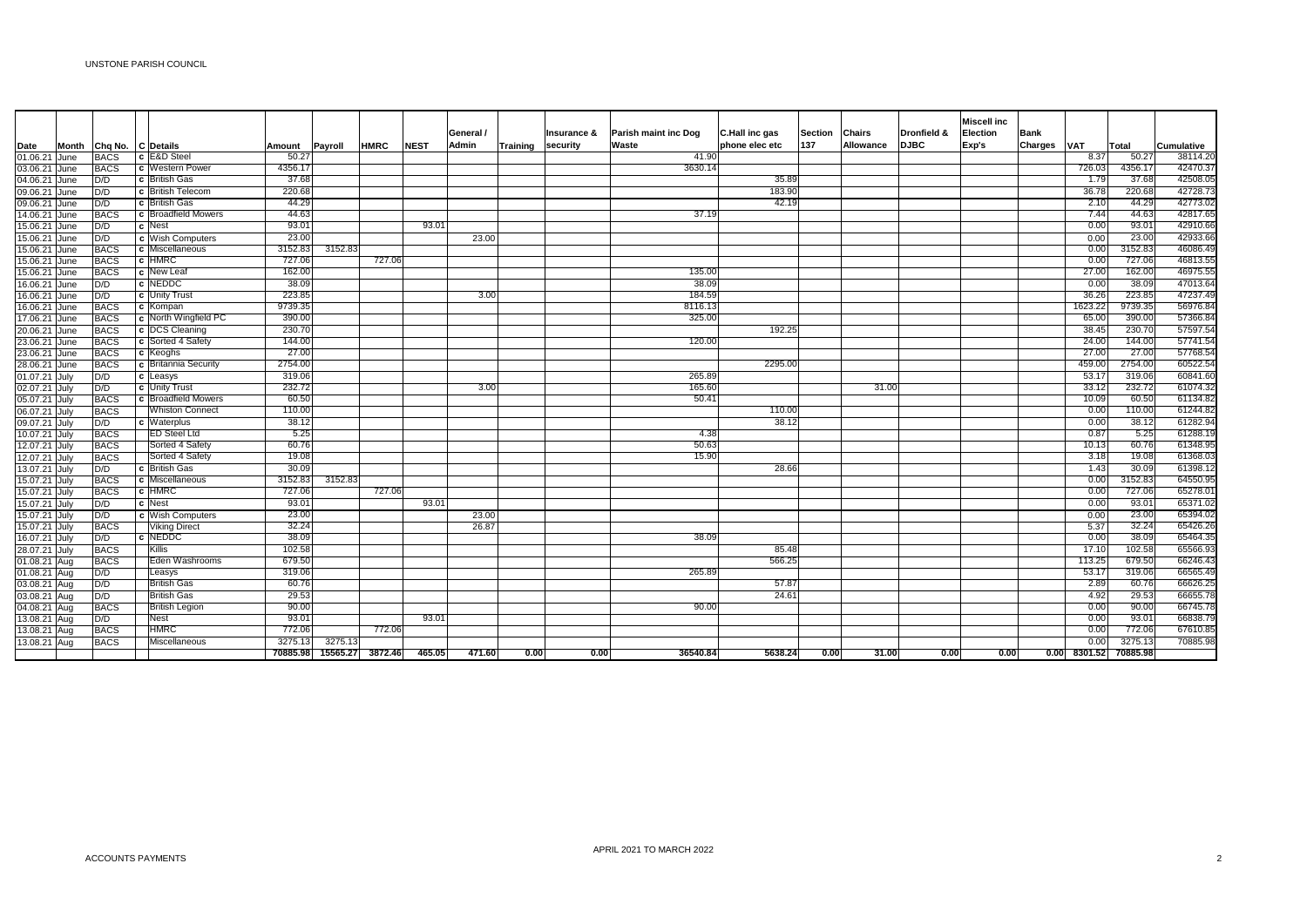UNSTONE PARISH COUNCIL

| Date | Month | Chq No. | C | Details | Amount | Payroll | HMRC | NEST | General / Admin | Training | Insurance & security | Parish maint inc Dog Waste | C.Hall inc gas phone elec etc | Section 137 | Chairs Allowance | Dronfield & DJBC | Miscell inc Election Exp's | Bank Charges | VAT | Total | Cumulative |
|---|---|---|---|---|---|---|---|---|---|---|---|---|---|---|---|---|---|---|---|---|---|
| 01.06.21 | June | BACS | c | E&D Steel | 50.27 | | | | | | | 41.90 | | | | | | | 8.37 | 50.27 | 38114.20 |
| 03.06.21 | June | BACS | c | Western Power | 4356.17 | | | | | | | 3630.14 | | | | | | | 726.03 | 4356.17 | 42470.37 |
| 04.06.21 | June | D/D | c | British Gas | 37.68 | | | | | | | | 35.89 | | | | | | 1.79 | 37.68 | 42508.05 |
| 09.06.21 | June | D/D | c | British Telecom | 220.68 | | | | | | | | 183.90 | | | | | | 36.78 | 220.68 | 42728.73 |
| 09.06.21 | June | D/D | c | British Gas | 44.29 | | | | | | | | 42.19 | | | | | | 2.10 | 44.29 | 42773.02 |
| 14.06.21 | June | BACS | c | Broadfield Mowers | 44.63 | | | | | | | 37.19 | | | | | | | 7.44 | 44.63 | 42817.65 |
| 15.06.21 | June | D/D | c | Nest | 93.01 | | | 93.01 | | | | | | | | | | | 0.00 | 93.01 | 42910.66 |
| 15.06.21 | June | D/D | c | Wish Computers | 23.00 | | | | 23.00 | | | | | | | | | | 0.00 | 23.00 | 42933.66 |
| 15.06.21 | June | BACS | c | Miscellaneous | 3152.83 | 3152.83 | | | | | | | | | | | | | 0.00 | 3152.83 | 46086.49 |
| 15.06.21 | June | BACS | c | HMRC | 727.06 | | 727.06 | | | | | | | | | | | | 0.00 | 727.06 | 46813.55 |
| 15.06.21 | June | BACS | c | New Leaf | 162.00 | | | | | | | 135.00 | | | | | | | 27.00 | 162.00 | 46975.55 |
| 16.06.21 | June | D/D | c | NEDDC | 38.09 | | | | | | | 38.09 | | | | | | | 0.00 | 38.09 | 47013.64 |
| 16.06.21 | June | D/D | c | Unity Trust | 223.85 | | | | 3.00 | | | 184.59 | | | | | | | 36.26 | 223.85 | 47237.49 |
| 16.06.21 | June | BACS | c | Kompan | 9739.35 | | | | | | | 8116.13 | | | | | | | 1623.22 | 9739.35 | 56976.84 |
| 17.06.21 | June | BACS | c | North Wingfield PC | 390.00 | | | | | | | 325.00 | | | | | | | 65.00 | 390.00 | 57366.84 |
| 20.06.21 | June | BACS | c | DCS Cleaning | 230.70 | | | | | | | | 192.25 | | | | | | 38.45 | 230.70 | 57597.54 |
| 23.06.21 | June | BACS | c | Sorted 4 Safety | 144.00 | | | | | | | 120.00 | | | | | | | 24.00 | 144.00 | 57741.54 |
| 23.06.21 | June | BACS | c | Keoghs | 27.00 | | | | | | | | | | | | | | 27.00 | 27.00 | 57768.54 |
| 28.06.21 | June | BACS | c | Britannia Security | 2754.00 | | | | | | | | 2295.00 | | | | | | 459.00 | 2754.00 | 60522.54 |
| 01.07.21 | July | D/D | c | Leasys | 319.06 | | | | | | | 265.89 | | | | | | | 53.17 | 319.06 | 60841.60 |
| 02.07.21 | July | D/D | c | Unity Trust | 232.72 | | | | 3.00 | | | 165.60 | | | 31.00 | | | | 33.12 | 232.72 | 61074.32 |
| 05.07.21 | July | BACS | c | Broadfield Mowers | 60.50 | | | | | | | 50.41 | | | | | | | 10.09 | 60.50 | 61134.82 |
| 06.07.21 | July | BACS | | Whiston Connect | 110.00 | | | | | | | | 110.00 | | | | | | 0.00 | 110.00 | 61244.82 |
| 09.07.21 | July | D/D | c | Waterplus | 38.12 | | | | | | | | 38.12 | | | | | | 0.00 | 38.12 | 61282.94 |
| 10.07.21 | July | BACS | | ED Steel Ltd | 5.25 | | | | | | | 4.38 | | | | | | | 0.87 | 5.25 | 61288.19 |
| 12.07.21 | July | BACS | | Sorted 4 Safety | 60.76 | | | | | | | 50.63 | | | | | | | 10.13 | 60.76 | 61348.95 |
| 12.07.21 | July | BACS | | Sorted 4 Safety | 19.08 | | | | | | | 15.90 | | | | | | | 3.18 | 19.08 | 61368.03 |
| 13.07.21 | July | D/D | c | British Gas | 30.09 | | | | | | | | 28.66 | | | | | | 1.43 | 30.09 | 61398.12 |
| 15.07.21 | July | BACS | c | Miscellaneous | 3152.83 | 3152.83 | | | | | | | | | | | | | 0.00 | 3152.83 | 64550.95 |
| 15.07.21 | July | BACS | c | HMRC | 727.06 | | 727.06 | | | | | | | | | | | | 0.00 | 727.06 | 65278.01 |
| 15.07.21 | July | D/D | c | Nest | 93.01 | | | 93.01 | | | | | | | | | | | 0.00 | 93.01 | 65371.02 |
| 15.07.21 | July | D/D | c | Wish Computers | 23.00 | | | | 23.00 | | | | | | | | | | 0.00 | 23.00 | 65394.02 |
| 15.07.21 | July | BACS | | Viking Direct | 32.24 | | | | 26.87 | | | | | | | | | | 5.37 | 32.24 | 65426.26 |
| 16.07.21 | July | D/D | c | NEDDC | 38.09 | | | | | | | 38.09 | | | | | | | 0.00 | 38.09 | 65464.35 |
| 28.07.21 | July | BACS | | Killis | 102.58 | | | | | | | | 85.48 | | | | | | 17.10 | 102.58 | 65566.93 |
| 01.08.21 | Aug | BACS | | Eden Washrooms | 679.50 | | | | | | | | 566.25 | | | | | | 113.25 | 679.50 | 66246.43 |
| 01.08.21 | Aug | D/D | | Leasys | 319.06 | | | | | | | 265.89 | | | | | | | 53.17 | 319.06 | 66565.49 |
| 03.08.21 | Aug | D/D | | British Gas | 60.76 | | | | | | | | 57.87 | | | | | | 2.89 | 60.76 | 66626.25 |
| 03.08.21 | Aug | D/D | | British Gas | 29.53 | | | | | | | | 24.61 | | | | | | 4.92 | 29.53 | 66655.78 |
| 04.08.21 | Aug | BACS | | British Legion | 90.00 | | | | | | | 90.00 | | | | | | | 0.00 | 90.00 | 66745.78 |
| 13.08.21 | Aug | D/D | | Nest | 93.01 | | | 93.01 | | | | | | | | | | | 0.00 | 93.01 | 66838.79 |
| 13.08.21 | Aug | BACS | | HMRC | 772.06 | | 772.06 | | | | | | | | | | | | 0.00 | 772.06 | 67610.85 |
| 13.08.21 | Aug | BACS | | Miscellaneous | 3275.13 | 3275.13 | | | | | | | | | | | | | 0.00 | 3275.13 | 70885.98 |
| | | | | | 70885.98 | 15565.27 | 3872.46 | 465.05 | 471.60 | 0.00 | 0.00 | 36540.84 | 5638.24 | 0.00 | 31.00 | 0.00 | 0.00 | 0.00 | 8301.52 | 70885.98 | |

ACCOUNTS PAYMENTS

APRIL 2021 TO MARCH 2022